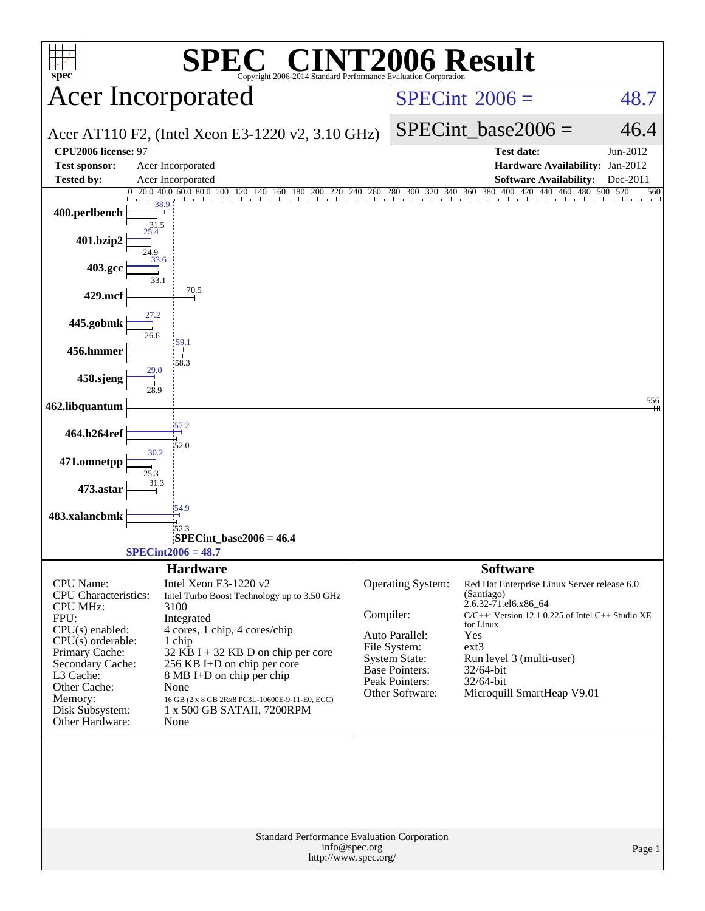# SPEC CINT2006 Result

Copyright 2006-2014 Standard Performance Evaluation Corporation

## Acer Incorporated

Acer AT110 F2, (Intel Xeon E3-1220 v2, 3.10 GHz)

SPECint 2006 = 48.7

SPECint_base2006 = 46.4

| | | | |
|---|---|---|---|
| **CPU2006 license:** 97 | | **Test date:** | Jun-2012 |
| **Test sponsor:** | Acer Incorporated | **Hardware Availability:** | Jan-2012 |
| **Tested by:** | Acer Incorporated | **Software Availability:** | Dec-2011 |

| Benchmark | Peak | Base |
|---|---|---|
| 400.perlbench | 38.9 | 31.5 |
| 401.bzip2 | 25.4 | 24.9 |
| 403.gcc | 33.6 | 33.1 |
| 429.mcf | | 70.5 |
| 445.gobmk | 27.2 | 26.6 |
| 456.hmmer | 59.1 | 58.3 |
| 458.sjeng | 29.0 | 28.9 |
| 462.libquantum | | 556 |
| 464.h264ref | 57.2 | 52.0 |
| 471.omnetpp | 30.2 | 25.3 |
| 473.astar | | 31.3 |
| 483.xalancbmk | 54.9 | 52.3 |

SPECint_base2006 = 46.4

SPECint2006 = 48.7

### Hardware

| | |
|---|---|
| CPU Name: | Intel Xeon E3-1220 v2 |
| CPU Characteristics: | Intel Turbo Boost Technology up to 3.50 GHz |
| CPU MHz: | 3100 |
| FPU: | Integrated |
| CPU(s) enabled: | 4 cores, 1 chip, 4 cores/chip |
| CPU(s) orderable: | 1 chip |
| Primary Cache: | 32 KB I + 32 KB D on chip per core |
| Secondary Cache: | 256 KB I+D on chip per core |
| L3 Cache: | 8 MB I+D on chip per chip |
| Other Cache: | None |
| Memory: | 16 GB (2 x 8 GB 2Rx8 PC3L-10600E-9-11-E0, ECC) |
| Disk Subsystem: | 1 x 500 GB SATAII, 7200RPM |
| Other Hardware: | None |

### Software

| | |
|---|---|
| Operating System: | Red Hat Enterprise Linux Server release 6.0 (Santiago) 2.6.32-71.el6.x86_64 |
| Compiler: | C/C++: Version 12.1.0.225 of Intel C++ Studio XE for Linux |
| Auto Parallel: | Yes |
| File System: | ext3 |
| System State: | Run level 3 (multi-user) |
| Base Pointers: | 32/64-bit |
| Peak Pointers: | 32/64-bit |
| Other Software: | Microquill SmartHeap V9.01 |

Standard Performance Evaluation Corporation
info@spec.org
http://www.spec.org/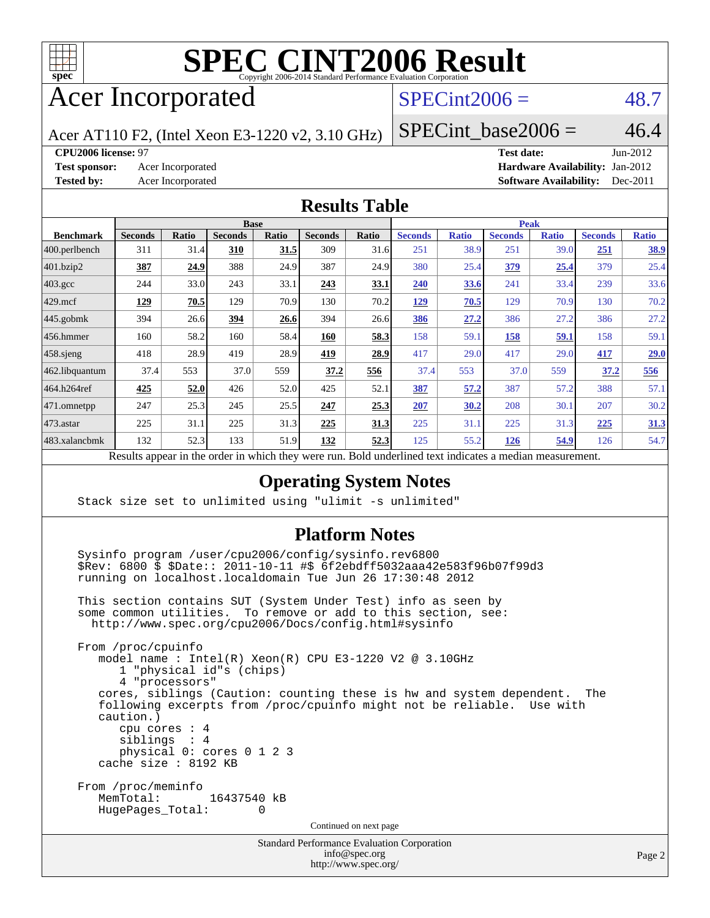# SPEC CINT2006 Result

Copyright 2006-2014 Standard Performance Evaluation Corporation

## Acer Incorporated

Acer AT110 F2, (Intel Xeon E3-1220 v2, 3.10 GHz)

SPECint2006 = 48.7

SPECint_base2006 = 46.4

**CPU2006 license:** 97
**Test sponsor:** Acer Incorporated
**Tested by:** Acer Incorporated

**Test date:** Jun-2012
**Hardware Availability:** Jan-2012
**Software Availability:** Dec-2011

## Results Table

| Benchmark | Base | | | | | | Peak | | | | | |
|---|---|---|---|---|---|---|---|---|---|---|---|---|
| | Seconds | Ratio | Seconds | Ratio | Seconds | Ratio | Seconds | Ratio | Seconds | Ratio | Seconds | Ratio |
| 400.perlbench | 311 | 31.4 | **310** | **31.5** | 309 | 31.6 | 251 | 38.9 | 251 | 39.0 | **251** | **38.9** |
| 401.bzip2 | **387** | **24.9** | 388 | 24.9 | 387 | 24.9 | 380 | 25.4 | **379** | **25.4** | 379 | 25.4 |
| 403.gcc | 244 | 33.0 | 243 | 33.1 | **243** | **33.1** | **240** | **33.6** | 241 | 33.4 | 239 | 33.6 |
| 429.mcf | **129** | **70.5** | 129 | 70.9 | 130 | 70.2 | **129** | **70.5** | 129 | 70.9 | 130 | 70.2 |
| 445.gobmk | 394 | 26.6 | **394** | **26.6** | 394 | 26.6 | **386** | **27.2** | 386 | 27.2 | 386 | 27.2 |
| 456.hmmer | 160 | 58.2 | 160 | 58.4 | **160** | **58.3** | 158 | 59.1 | **158** | **59.1** | 158 | 59.1 |
| 458.sjeng | 418 | 28.9 | 419 | 28.9 | **419** | **28.9** | 417 | 29.0 | 417 | 29.0 | **417** | **29.0** |
| 462.libquantum | 37.4 | 553 | 37.0 | 559 | **37.2** | **556** | 37.4 | 553 | 37.0 | 559 | **37.2** | **556** |
| 464.h264ref | **425** | **52.0** | 426 | 52.0 | 425 | 52.1 | **387** | **57.2** | 387 | 57.2 | 388 | 57.1 |
| 471.omnetpp | 247 | 25.3 | 245 | 25.5 | **247** | **25.3** | **207** | **30.2** | 208 | 30.1 | 207 | 30.2 |
| 473.astar | 225 | 31.1 | 225 | 31.3 | **225** | **31.3** | 225 | 31.1 | 225 | 31.3 | **225** | **31.3** |
| 483.xalancbmk | 132 | 52.3 | 133 | 51.9 | **132** | **52.3** | 125 | 55.2 | **126** | **54.9** | 126 | 54.7 |

Results appear in the order in which they were run. Bold underlined text indicates a median measurement.

## Operating System Notes

```
Stack size set to unlimited using "ulimit -s unlimited"
```

## Platform Notes

```
Sysinfo program /user/cpu2006/config/sysinfo.rev6800
$Rev: 6800 $ $Date:: 2011-10-11 #$ 6f2ebdff5032aaa42e583f96b07f99d3
running on localhost.localdomain Tue Jun 26 17:30:48 2012

This section contains SUT (System Under Test) info as seen by
some common utilities.  To remove or add to this section, see:
  http://www.spec.org/cpu2006/Docs/config.html#sysinfo

From /proc/cpuinfo
   model name : Intel(R) Xeon(R) CPU E3-1220 V2 @ 3.10GHz
      1 "physical id"s (chips)
      4 "processors"
   cores, siblings (Caution: counting these is hw and system dependent.  The
   following excerpts from /proc/cpuinfo might not be reliable.  Use with
   caution.)
      cpu cores : 4
      siblings  : 4
      physical 0: cores 0 1 2 3
   cache size : 8192 KB

From /proc/meminfo
   MemTotal:       16437540 kB
   HugePages_Total:       0
```

Continued on next page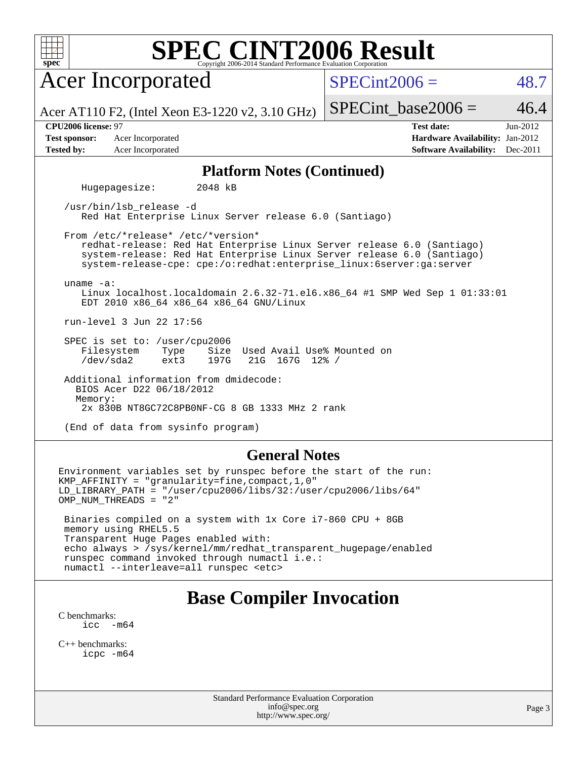# SPEC CINT2006 Result

Copyright 2006-2014 Standard Performance Evaluation Corporation

## Acer Incorporated

Acer AT110 F2, (Intel Xeon E3-1220 v2, 3.10 GHz)

SPECint2006 = 48.7

SPECint_base2006 = 46.4

| | | | |
|---|---|---|---|
| **CPU2006 license:** 97 | | **Test date:** | Jun-2012 |
| **Test sponsor:** | Acer Incorporated | **Hardware Availability:** | Jan-2012 |
| **Tested by:** | Acer Incorporated | **Software Availability:** | Dec-2011 |

## Platform Notes (Continued)

```
    Hugepagesize:        2048 kB

 /usr/bin/lsb_release -d
    Red Hat Enterprise Linux Server release 6.0 (Santiago)

 From /etc/*release* /etc/*version*
    redhat-release: Red Hat Enterprise Linux Server release 6.0 (Santiago)
    system-release: Red Hat Enterprise Linux Server release 6.0 (Santiago)
    system-release-cpe: cpe:/o:redhat:enterprise_linux:6server:ga:server

 uname -a:
    Linux localhost.localdomain 2.6.32-71.el6.x86_64 #1 SMP Wed Sep 1 01:33:01
    EDT 2010 x86_64 x86_64 x86_64 GNU/Linux

 run-level 3 Jun 22 17:56

 SPEC is set to: /user/cpu2006
    Filesystem    Type    Size  Used Avail Use% Mounted on
    /dev/sda2     ext3    197G   21G  167G  12% /

 Additional information from dmidecode:
   BIOS Acer D22 06/18/2012
   Memory:
    2x 830B NT8GC72C8PB0NF-CG 8 GB 1333 MHz 2 rank

 (End of data from sysinfo program)
```

## General Notes

```
Environment variables set by runspec before the start of the run:
KMP_AFFINITY = "granularity=fine,compact,1,0"
LD_LIBRARY_PATH = "/user/cpu2006/libs/32:/user/cpu2006/libs/64"
OMP_NUM_THREADS = "2"

 Binaries compiled on a system with 1x Core i7-860 CPU + 8GB
 memory using RHEL5.5
 Transparent Huge Pages enabled with:
 echo always > /sys/kernel/mm/redhat_transparent_hugepage/enabled
 runspec command invoked through numactl i.e.:
 numactl --interleave=all runspec <etc>
```

## Base Compiler Invocation

C benchmarks:
```
icc  -m64
```

C++ benchmarks:
```
icpc -m64
```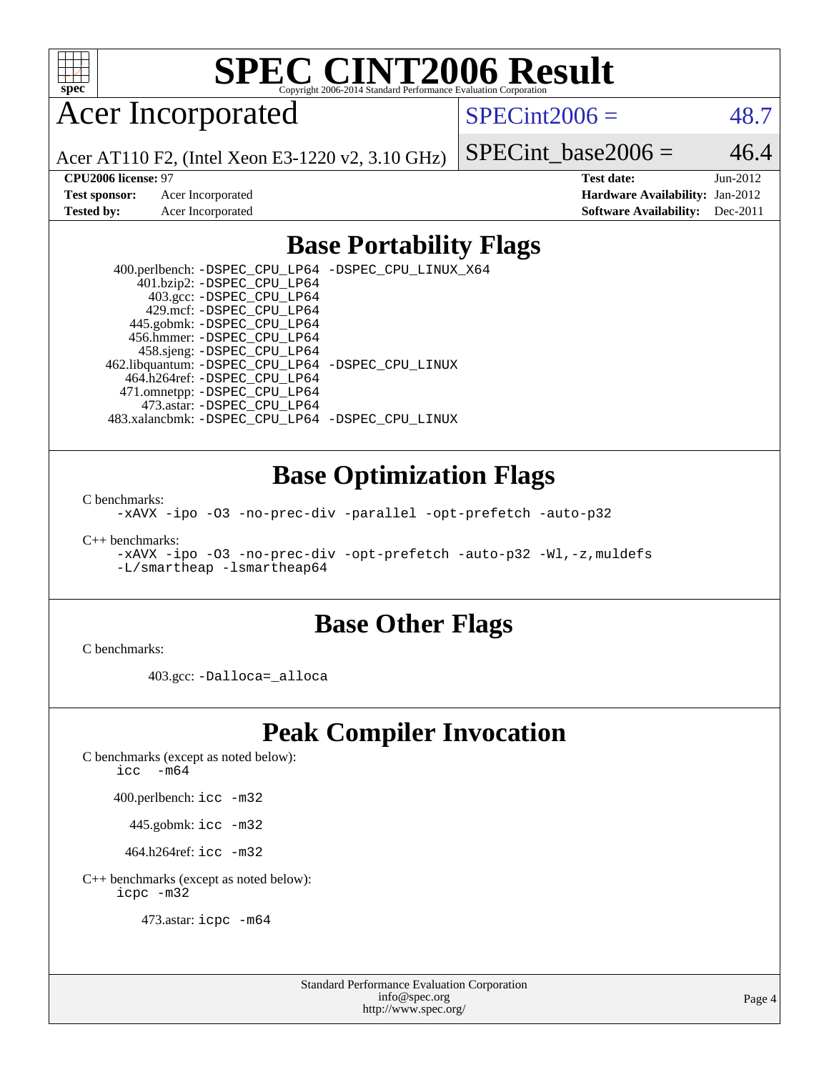# SPEC CINT2006 Result

Copyright 2006-2014 Standard Performance Evaluation Corporation

## Acer Incorporated

Acer AT110 F2, (Intel Xeon E3-1220 v2, 3.10 GHz)

SPECint2006 = 48.7

SPECint_base2006 = 46.4

**CPU2006 license:** 97
**Test sponsor:** Acer Incorporated
**Tested by:** Acer Incorporated

**Test date:** Jun-2012
**Hardware Availability:** Jan-2012
**Software Availability:** Dec-2011

## Base Portability Flags

400.perlbench: `-DSPEC_CPU_LP64 -DSPEC_CPU_LINUX_X64`
401.bzip2: `-DSPEC_CPU_LP64`
403.gcc: `-DSPEC_CPU_LP64`
429.mcf: `-DSPEC_CPU_LP64`
445.gobmk: `-DSPEC_CPU_LP64`
456.hmmer: `-DSPEC_CPU_LP64`
458.sjeng: `-DSPEC_CPU_LP64`
462.libquantum: `-DSPEC_CPU_LP64 -DSPEC_CPU_LINUX`
464.h264ref: `-DSPEC_CPU_LP64`
471.omnetpp: `-DSPEC_CPU_LP64`
473.astar: `-DSPEC_CPU_LP64`
483.xalancbmk: `-DSPEC_CPU_LP64 -DSPEC_CPU_LINUX`

## Base Optimization Flags

C benchmarks:
`-xAVX -ipo -O3 -no-prec-div -parallel -opt-prefetch -auto-p32`

C++ benchmarks:
`-xAVX -ipo -O3 -no-prec-div -opt-prefetch -auto-p32 -Wl,-z,muldefs -L/smartheap -lsmartheap64`

## Base Other Flags

C benchmarks:

403.gcc: `-Dalloca=_alloca`

## Peak Compiler Invocation

C benchmarks (except as noted below):
`icc -m64`

400.perlbench: `icc -m32`

445.gobmk: `icc -m32`

464.h264ref: `icc -m32`

C++ benchmarks (except as noted below):
`icpc -m32`

473.astar: `icpc -m64`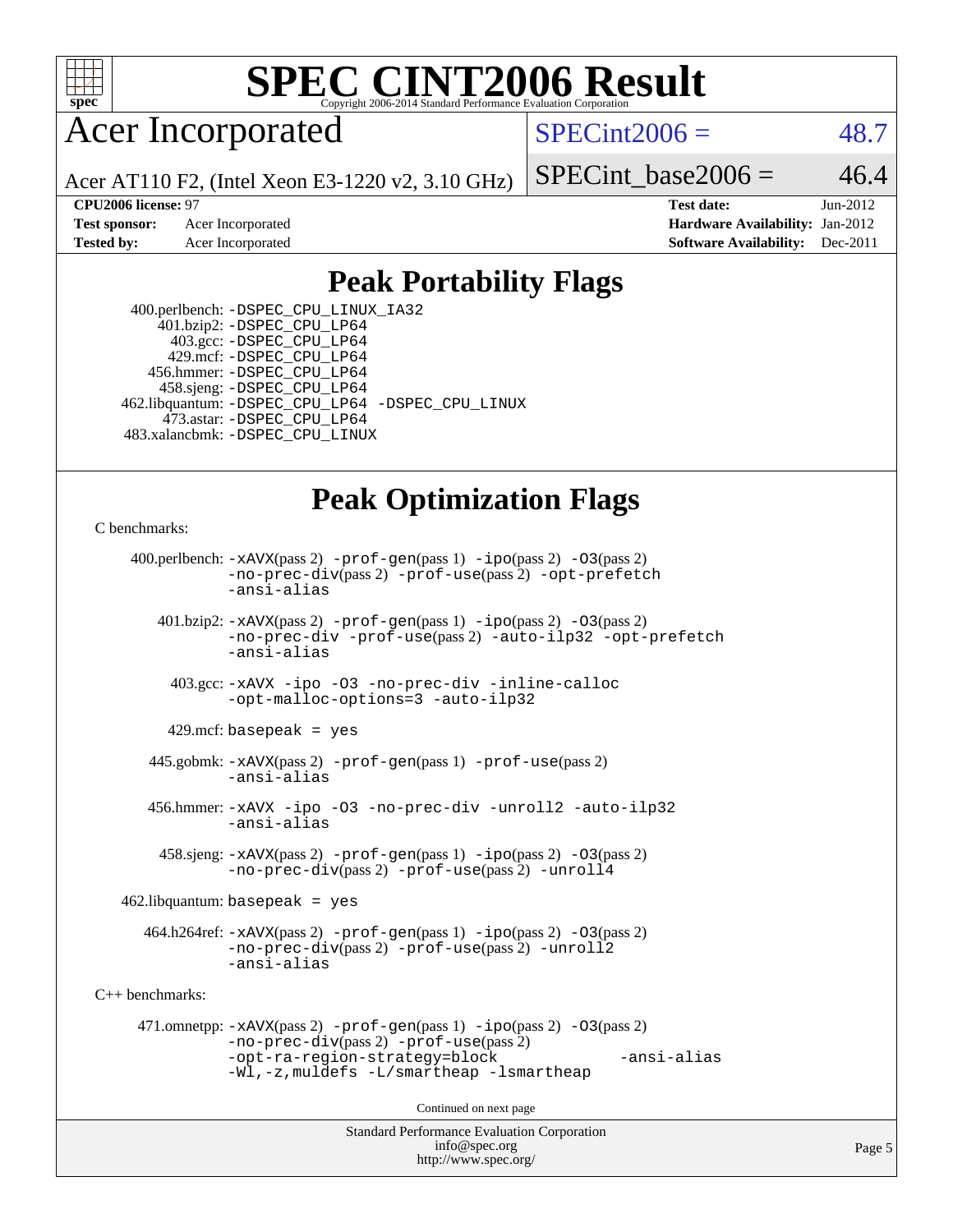# SPEC CINT2006 Result

Copyright 2006-2014 Standard Performance Evaluation Corporation

## Acer Incorporated

Acer AT110 F2, (Intel Xeon E3-1220 v2, 3.10 GHz)

SPECint2006 = 48.7

SPECint_base2006 = 46.4

**CPU2006 license:** 97
**Test sponsor:** Acer Incorporated
**Tested by:** Acer Incorporated

**Test date:** Jun-2012
**Hardware Availability:** Jan-2012
**Software Availability:** Dec-2011

## Peak Portability Flags

400.perlbench: -DSPEC_CPU_LINUX_IA32
401.bzip2: -DSPEC_CPU_LP64
403.gcc: -DSPEC_CPU_LP64
429.mcf: -DSPEC_CPU_LP64
456.hmmer: -DSPEC_CPU_LP64
458.sjeng: -DSPEC_CPU_LP64
462.libquantum: -DSPEC_CPU_LP64 -DSPEC_CPU_LINUX
473.astar: -DSPEC_CPU_LP64
483.xalancbmk: -DSPEC_CPU_LINUX

## Peak Optimization Flags

C benchmarks:

400.perlbench: -xAVX(pass 2) -prof-gen(pass 1) -ipo(pass 2) -O3(pass 2) -no-prec-div(pass 2) -prof-use(pass 2) -opt-prefetch -ansi-alias

401.bzip2: -xAVX(pass 2) -prof-gen(pass 1) -ipo(pass 2) -O3(pass 2) -no-prec-div -prof-use(pass 2) -auto-ilp32 -opt-prefetch -ansi-alias

403.gcc: -xAVX -ipo -O3 -no-prec-div -inline-calloc -opt-malloc-options=3 -auto-ilp32

429.mcf: basepeak = yes

445.gobmk: -xAVX(pass 2) -prof-gen(pass 1) -prof-use(pass 2) -ansi-alias

456.hmmer: -xAVX -ipo -O3 -no-prec-div -unroll2 -auto-ilp32 -ansi-alias

458.sjeng: -xAVX(pass 2) -prof-gen(pass 1) -ipo(pass 2) -O3(pass 2) -no-prec-div(pass 2) -prof-use(pass 2) -unroll4

462.libquantum: basepeak = yes

464.h264ref: -xAVX(pass 2) -prof-gen(pass 1) -ipo(pass 2) -O3(pass 2) -no-prec-div(pass 2) -prof-use(pass 2) -unroll2 -ansi-alias

C++ benchmarks:

471.omnetpp: -xAVX(pass 2) -prof-gen(pass 1) -ipo(pass 2) -O3(pass 2) -no-prec-div(pass 2) -prof-use(pass 2) -opt-ra-region-strategy=block -ansi-alias -Wl,-z,muldefs -L/smartheap -lsmartheap

Continued on next page

Standard Performance Evaluation Corporation
info@spec.org
http://www.spec.org/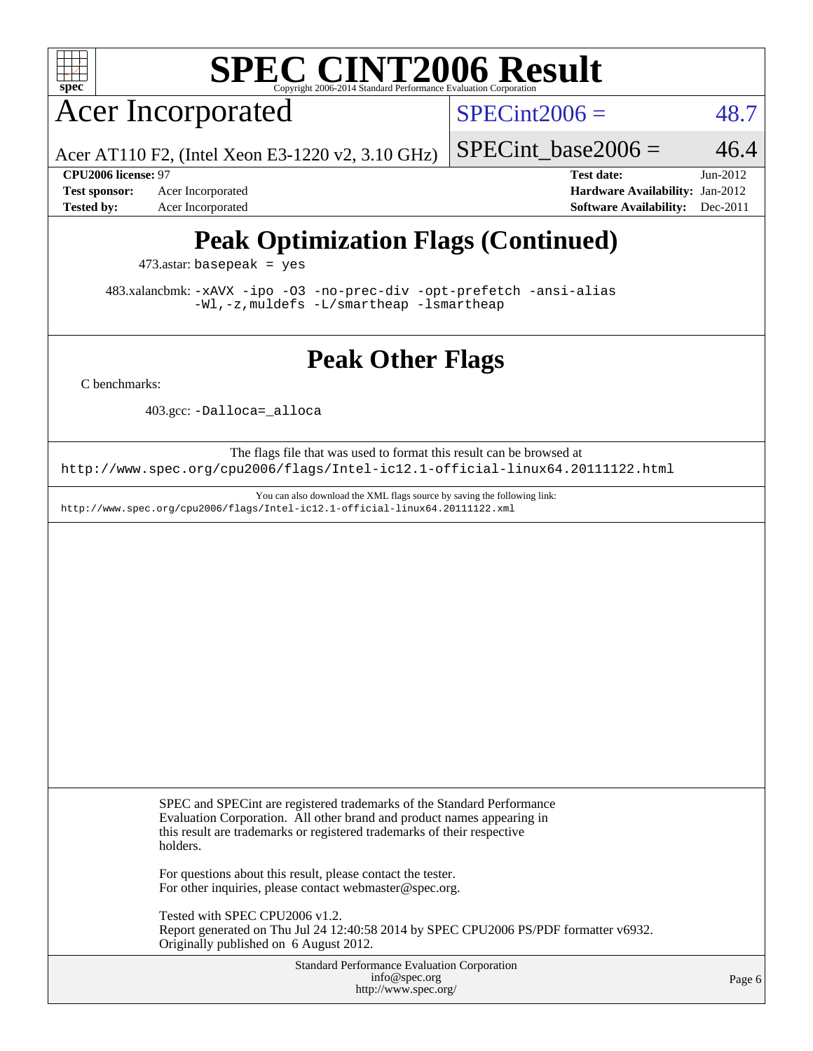# SPEC CINT2006 Result

Copyright 2006-2014 Standard Performance Evaluation Corporation

## Acer Incorporated

Acer AT110 F2, (Intel Xeon E3-1220 v2, 3.10 GHz)

SPECint2006 = 48.7

SPECint_base2006 = 46.4

**CPU2006 license:** 97
**Test sponsor:** Acer Incorporated
**Tested by:** Acer Incorporated

**Test date:** Jun-2012
**Hardware Availability:** Jan-2012
**Software Availability:** Dec-2011

## Peak Optimization Flags (Continued)

473.astar: basepeak = yes

483.xalancbmk: -xAVX -ipo -O3 -no-prec-div -opt-prefetch -ansi-alias -Wl,-z,muldefs -L/smartheap -lsmartheap

## Peak Other Flags

C benchmarks:

403.gcc: -Dalloca=_alloca

The flags file that was used to format this result can be browsed at
http://www.spec.org/cpu2006/flags/Intel-ic12.1-official-linux64.20111122.html

You can also download the XML flags source by saving the following link:
http://www.spec.org/cpu2006/flags/Intel-ic12.1-official-linux64.20111122.xml

SPEC and SPECint are registered trademarks of the Standard Performance Evaluation Corporation. All other brand and product names appearing in this result are trademarks or registered trademarks of their respective holders.

For questions about this result, please contact the tester.
For other inquiries, please contact webmaster@spec.org.

Tested with SPEC CPU2006 v1.2.
Report generated on Thu Jul 24 12:40:58 2014 by SPEC CPU2006 PS/PDF formatter v6932.
Originally published on 6 August 2012.

Standard Performance Evaluation Corporation
info@spec.org
http://www.spec.org/